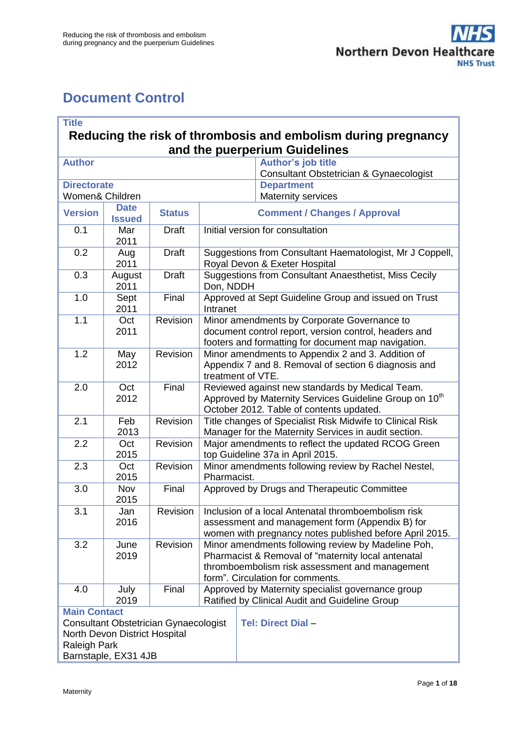# Document Control

| Title | | | |
|---|---|---|---|
| **Reducing the risk of thrombosis and embolism during pregnancy and the puerperium Guidelines** | | | |
| **Author** | | **Author's job title** Consultant Obstetrician & Gynaecologist | |
| **Directorate** Women& Children | | **Department** Maternity services | |
| **Version** | **Date Issued** | **Status** | **Comment / Changes / Approval** |
| 0.1 | Mar 2011 | Draft | Initial version for consultation |
| 0.2 | Aug 2011 | Draft | Suggestions from Consultant Haematologist, Mr J Coppell, Royal Devon & Exeter Hospital |
| 0.3 | August 2011 | Draft | Suggestions from Consultant Anaesthetist, Miss Cecily Don, NDDH |
| 1.0 | Sept 2011 | Final | Approved at Sept Guideline Group and issued on Trust Intranet |
| 1.1 | Oct 2011 | Revision | Minor amendments by Corporate Governance to document control report, version control, headers and footers and formatting for document map navigation. |
| 1.2 | May 2012 | Revision | Minor amendments to Appendix 2 and 3. Addition of Appendix 7 and 8. Removal of section 6 diagnosis and treatment of VTE. |
| 2.0 | Oct 2012 | Final | Reviewed against new standards by Medical Team. Approved by Maternity Services Guideline Group on 10th October 2012. Table of contents updated. |
| 2.1 | Feb 2013 | Revision | Title changes of Specialist Risk Midwife to Clinical Risk Manager for the Maternity Services in audit section. |
| 2.2 | Oct 2015 | Revision | Major amendments to reflect the updated RCOG Green top Guideline 37a in April 2015. |
| 2.3 | Oct 2015 | Revision | Minor amendments following review by Rachel Nestel, Pharmacist. |
| 3.0 | Nov 2015 | Final | Approved by Drugs and Therapeutic Committee |
| 3.1 | Jan 2016 | Revision | Inclusion of a local Antenatal thromboembolism risk assessment and management form (Appendix B) for women with pregnancy notes published before April 2015. |
| 3.2 | June 2019 | Revision | Minor amendments following review by Madeline Poh, Pharmacist & Removal of "maternity local antenatal thromboembolism risk assessment and management form". Circulation for comments. |
| 4.0 | July 2019 | Final | Approved by Maternity specialist governance group Ratified by Clinical Audit and Guideline Group |
| **Main Contact** Consultant Obstetrician Gynaecologist North Devon District Hospital Raleigh Park Barnstaple, EX31 4JB | | **Tel: Direct Dial** – | |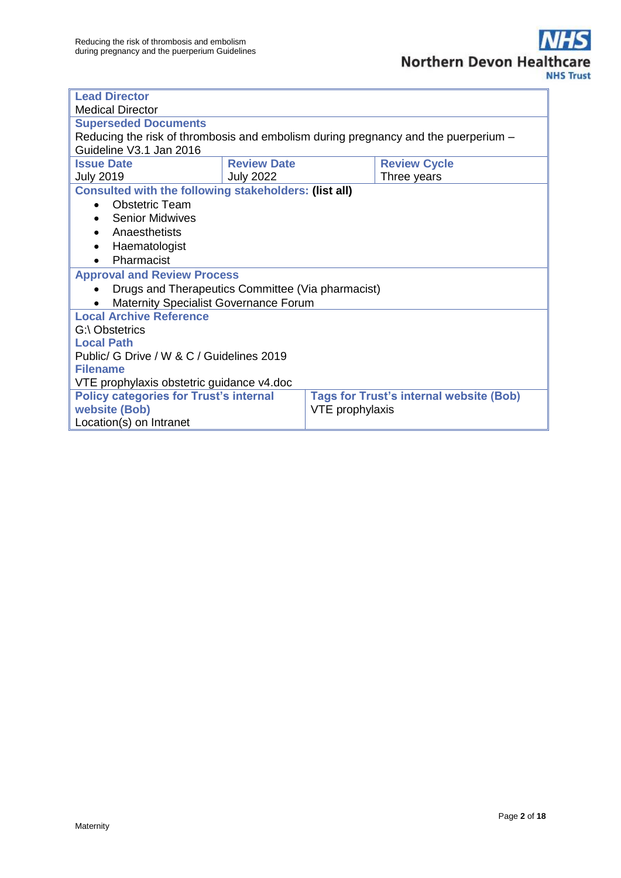**Lead Director**
Medical Director

**Superseded Documents**
Reducing the risk of thrombosis and embolism during pregnancy and the puerperium – Guideline V3.1 Jan 2016

| **Issue Date** | **Review Date** | **Review Cycle** |
|---|---|---|
| July 2019 | July 2022 | Three years |

**Consulted with the following stakeholders: (list all)**

- Obstetric Team
- Senior Midwives
- Anaesthetists
- Haematologist
- Pharmacist

**Approval and Review Process**

- Drugs and Therapeutics Committee (Via pharmacist)
- Maternity Specialist Governance Forum

**Local Archive Reference**
G:\ Obstetrics

**Local Path**
Public/ G Drive / W & C / Guidelines 2019

**Filename**
VTE prophylaxis obstetric guidance v4.doc

| **Policy categories for Trust's internal website (Bob)** | **Tags for Trust's internal website (Bob)** |
|---|---|
| Location(s) on Intranet | VTE prophylaxis |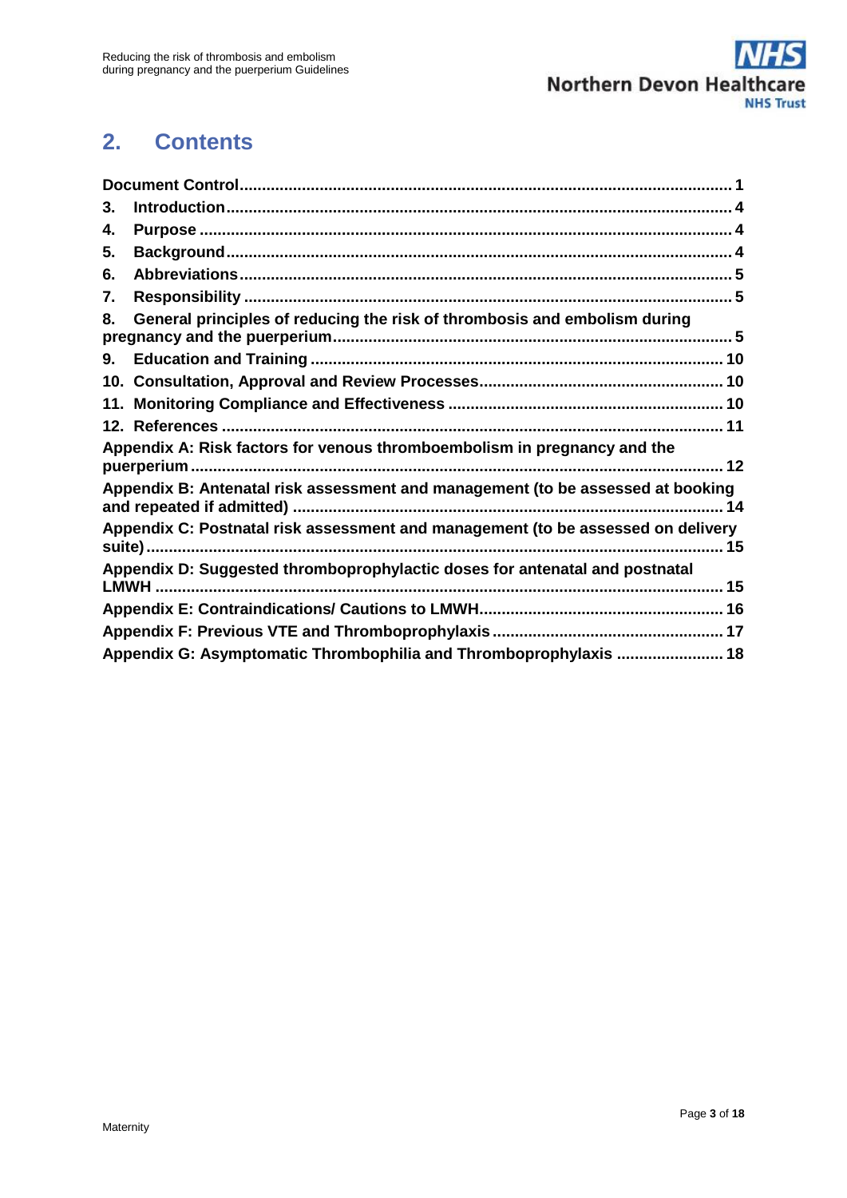## 2. Contents

**Document Control** .......... 1

**3. Introduction** .......... 4

**4. Purpose** .......... 4

**5. Background** .......... 4

**6. Abbreviations** .......... 5

**7. Responsibility** .......... 5

**8. General principles of reducing the risk of thrombosis and embolism during pregnancy and the puerperium** .......... 5

**9. Education and Training** .......... 10

**10. Consultation, Approval and Review Processes** .......... 10

**11. Monitoring Compliance and Effectiveness** .......... 10

**12. References** .......... 11

**Appendix A: Risk factors for venous thromboembolism in pregnancy and the puerperium** .......... 12

**Appendix B: Antenatal risk assessment and management (to be assessed at booking and repeated if admitted)** .......... 14

**Appendix C: Postnatal risk assessment and management (to be assessed on delivery suite)** .......... 15

**Appendix D: Suggested thromboprophylactic doses for antenatal and postnatal LMWH** .......... 15

**Appendix E: Contraindications/ Cautions to LMWH** .......... 16

**Appendix F: Previous VTE and Thromboprophylaxis** .......... 17

**Appendix G: Asymptomatic Thrombophilia and Thromboprophylaxis** .......... 18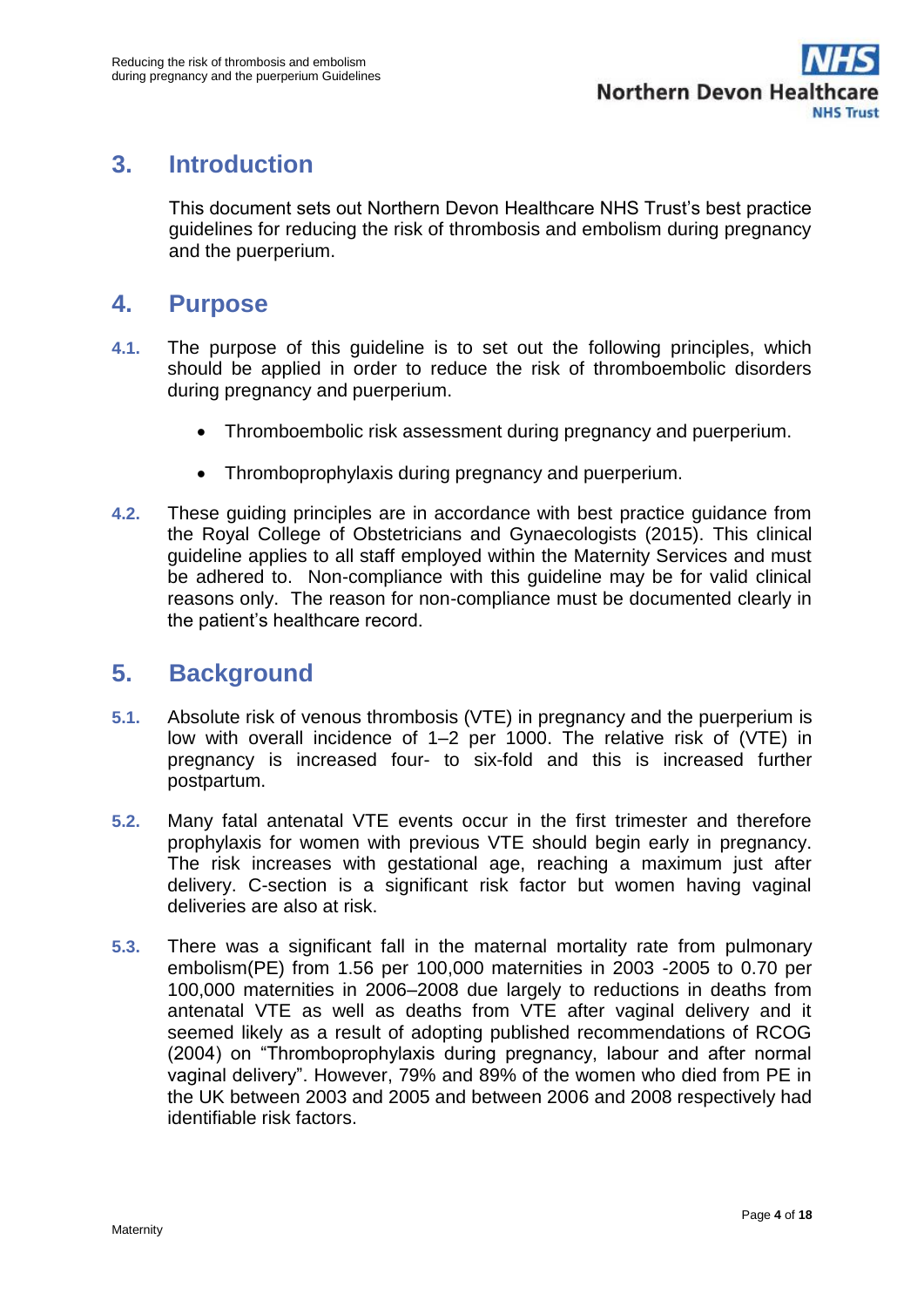## 3. Introduction

This document sets out Northern Devon Healthcare NHS Trust's best practice guidelines for reducing the risk of thrombosis and embolism during pregnancy and the puerperium.

## 4. Purpose

**4.1.** The purpose of this guideline is to set out the following principles, which should be applied in order to reduce the risk of thromboembolic disorders during pregnancy and puerperium.

- Thromboembolic risk assessment during pregnancy and puerperium.
- Thromboprophylaxis during pregnancy and puerperium.

**4.2.** These guiding principles are in accordance with best practice guidance from the Royal College of Obstetricians and Gynaecologists (2015). This clinical guideline applies to all staff employed within the Maternity Services and must be adhered to. Non-compliance with this guideline may be for valid clinical reasons only. The reason for non-compliance must be documented clearly in the patient's healthcare record.

## 5. Background

**5.1.** Absolute risk of venous thrombosis (VTE) in pregnancy and the puerperium is low with overall incidence of 1–2 per 1000. The relative risk of (VTE) in pregnancy is increased four- to six-fold and this is increased further postpartum.

**5.2.** Many fatal antenatal VTE events occur in the first trimester and therefore prophylaxis for women with previous VTE should begin early in pregnancy. The risk increases with gestational age, reaching a maximum just after delivery. C-section is a significant risk factor but women having vaginal deliveries are also at risk.

**5.3.** There was a significant fall in the maternal mortality rate from pulmonary embolism(PE) from 1.56 per 100,000 maternities in 2003 -2005 to 0.70 per 100,000 maternities in 2006–2008 due largely to reductions in deaths from antenatal VTE as well as deaths from VTE after vaginal delivery and it seemed likely as a result of adopting published recommendations of RCOG (2004) on "Thromboprophylaxis during pregnancy, labour and after normal vaginal delivery". However, 79% and 89% of the women who died from PE in the UK between 2003 and 2005 and between 2006 and 2008 respectively had identifiable risk factors.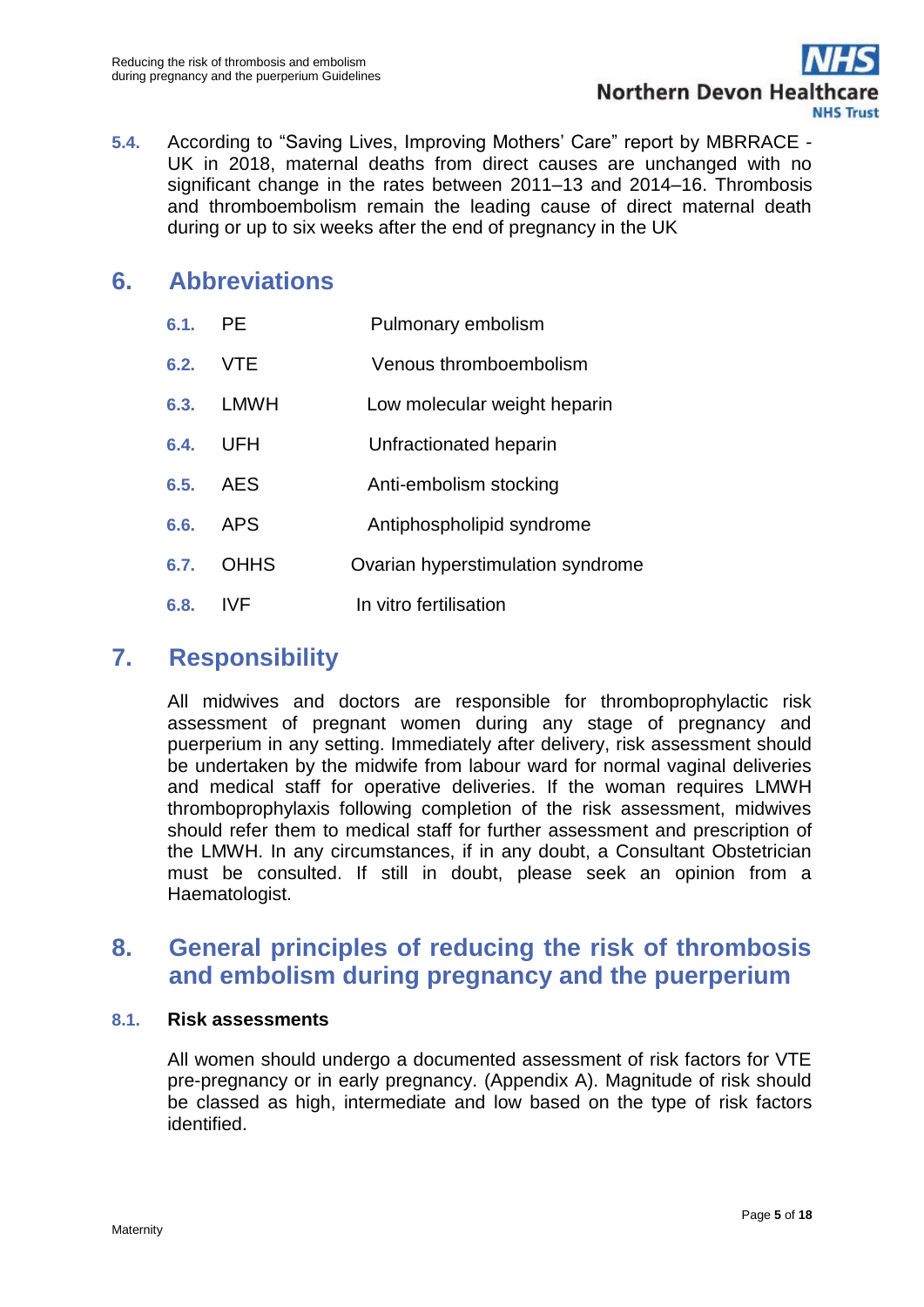**5.4.** According to "Saving Lives, Improving Mothers' Care" report by MBRRACE - UK in 2018, maternal deaths from direct causes are unchanged with no significant change in the rates between 2011–13 and 2014–16. Thrombosis and thromboembolism remain the leading cause of direct maternal death during or up to six weeks after the end of pregnancy in the UK

## 6. Abbreviations

| | | |
|---|---|---|
| 6.1. | PE | Pulmonary embolism |
| 6.2. | VTE | Venous thromboembolism |
| 6.3. | LMWH | Low molecular weight heparin |
| 6.4. | UFH | Unfractionated heparin |
| 6.5. | AES | Anti-embolism stocking |
| 6.6. | APS | Antiphospholipid syndrome |
| 6.7. | OHHS | Ovarian hyperstimulation syndrome |
| 6.8. | IVF | In vitro fertilisation |

## 7. Responsibility

All midwives and doctors are responsible for thromboprophylactic risk assessment of pregnant women during any stage of pregnancy and puerperium in any setting. Immediately after delivery, risk assessment should be undertaken by the midwife from labour ward for normal vaginal deliveries and medical staff for operative deliveries. If the woman requires LMWH thromboprophylaxis following completion of the risk assessment, midwives should refer them to medical staff for further assessment and prescription of the LMWH. In any circumstances, if in any doubt, a Consultant Obstetrician must be consulted. If still in doubt, please seek an opinion from a Haematologist.

## 8. General principles of reducing the risk of thrombosis and embolism during pregnancy and the puerperium

### 8.1. Risk assessments

All women should undergo a documented assessment of risk factors for VTE pre-pregnancy or in early pregnancy. (Appendix A). Magnitude of risk should be classed as high, intermediate and low based on the type of risk factors identified.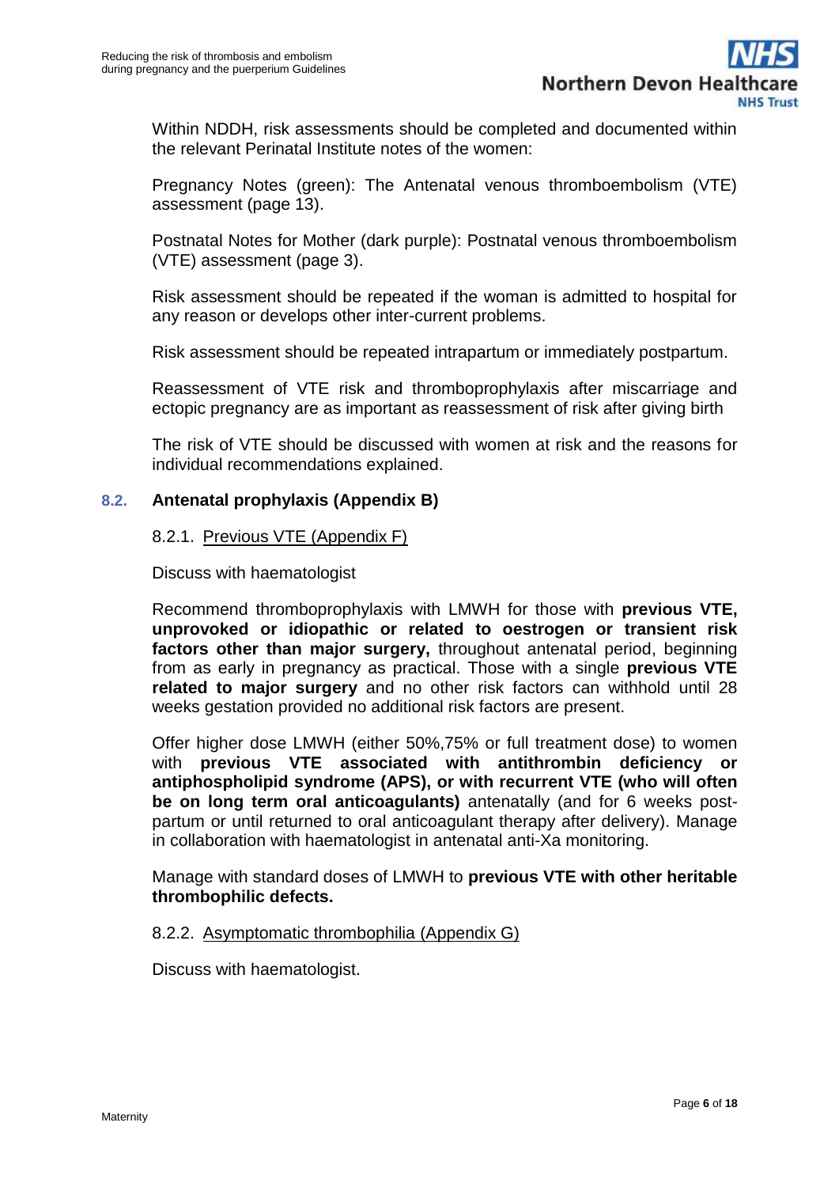Within NDDH, risk assessments should be completed and documented within the relevant Perinatal Institute notes of the women:

Pregnancy Notes (green): The Antenatal venous thromboembolism (VTE) assessment (page 13).

Postnatal Notes for Mother (dark purple): Postnatal venous thromboembolism (VTE) assessment (page 3).

Risk assessment should be repeated if the woman is admitted to hospital for any reason or develops other inter-current problems.

Risk assessment should be repeated intrapartum or immediately postpartum.

Reassessment of VTE risk and thromboprophylaxis after miscarriage and ectopic pregnancy are as important as reassessment of risk after giving birth

The risk of VTE should be discussed with women at risk and the reasons for individual recommendations explained.

## 8.2. Antenatal prophylaxis (Appendix B)

### 8.2.1. Previous VTE (Appendix F)

Discuss with haematologist

Recommend thromboprophylaxis with LMWH for those with **previous VTE, unprovoked or idiopathic or related to oestrogen or transient risk factors other than major surgery,** throughout antenatal period, beginning from as early in pregnancy as practical. Those with a single **previous VTE related to major surgery** and no other risk factors can withhold until 28 weeks gestation provided no additional risk factors are present.

Offer higher dose LMWH (either 50%,75% or full treatment dose) to women with **previous VTE associated with antithrombin deficiency or antiphospholipid syndrome (APS), or with recurrent VTE (who will often be on long term oral anticoagulants)** antenatally (and for 6 weeks post-partum or until returned to oral anticoagulant therapy after delivery). Manage in collaboration with haematologist in antenatal anti-Xa monitoring.

Manage with standard doses of LMWH to **previous VTE with other heritable thrombophilic defects.**

### 8.2.2. Asymptomatic thrombophilia (Appendix G)

Discuss with haematologist.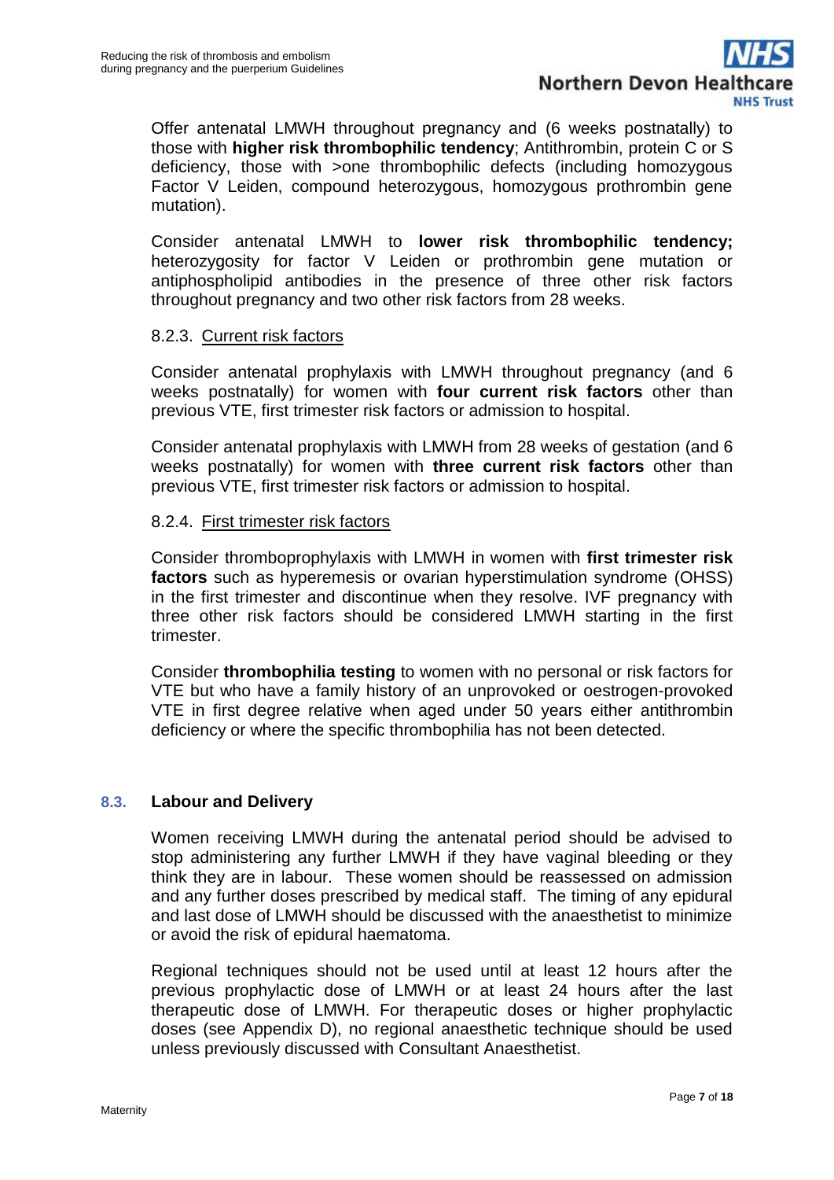Offer antenatal LMWH throughout pregnancy and (6 weeks postnatally) to those with **higher risk thrombophilic tendency**; Antithrombin, protein C or S deficiency, those with >one thrombophilic defects (including homozygous Factor V Leiden, compound heterozygous, homozygous prothrombin gene mutation).

Consider antenatal LMWH to **lower risk thrombophilic tendency;** heterozygosity for factor V Leiden or prothrombin gene mutation or antiphospholipid antibodies in the presence of three other risk factors throughout pregnancy and two other risk factors from 28 weeks.

#### 8.2.3. Current risk factors

Consider antenatal prophylaxis with LMWH throughout pregnancy (and 6 weeks postnatally) for women with **four current risk factors** other than previous VTE, first trimester risk factors or admission to hospital.

Consider antenatal prophylaxis with LMWH from 28 weeks of gestation (and 6 weeks postnatally) for women with **three current risk factors** other than previous VTE, first trimester risk factors or admission to hospital.

#### 8.2.4. First trimester risk factors

Consider thromboprophylaxis with LMWH in women with **first trimester risk factors** such as hyperemesis or ovarian hyperstimulation syndrome (OHSS) in the first trimester and discontinue when they resolve. IVF pregnancy with three other risk factors should be considered LMWH starting in the first trimester.

Consider **thrombophilia testing** to women with no personal or risk factors for VTE but who have a family history of an unprovoked or oestrogen-provoked VTE in first degree relative when aged under 50 years either antithrombin deficiency or where the specific thrombophilia has not been detected.

### 8.3. Labour and Delivery

Women receiving LMWH during the antenatal period should be advised to stop administering any further LMWH if they have vaginal bleeding or they think they are in labour. These women should be reassessed on admission and any further doses prescribed by medical staff. The timing of any epidural and last dose of LMWH should be discussed with the anaesthetist to minimize or avoid the risk of epidural haematoma.

Regional techniques should not be used until at least 12 hours after the previous prophylactic dose of LMWH or at least 24 hours after the last therapeutic dose of LMWH. For therapeutic doses or higher prophylactic doses (see Appendix D), no regional anaesthetic technique should be used unless previously discussed with Consultant Anaesthetist.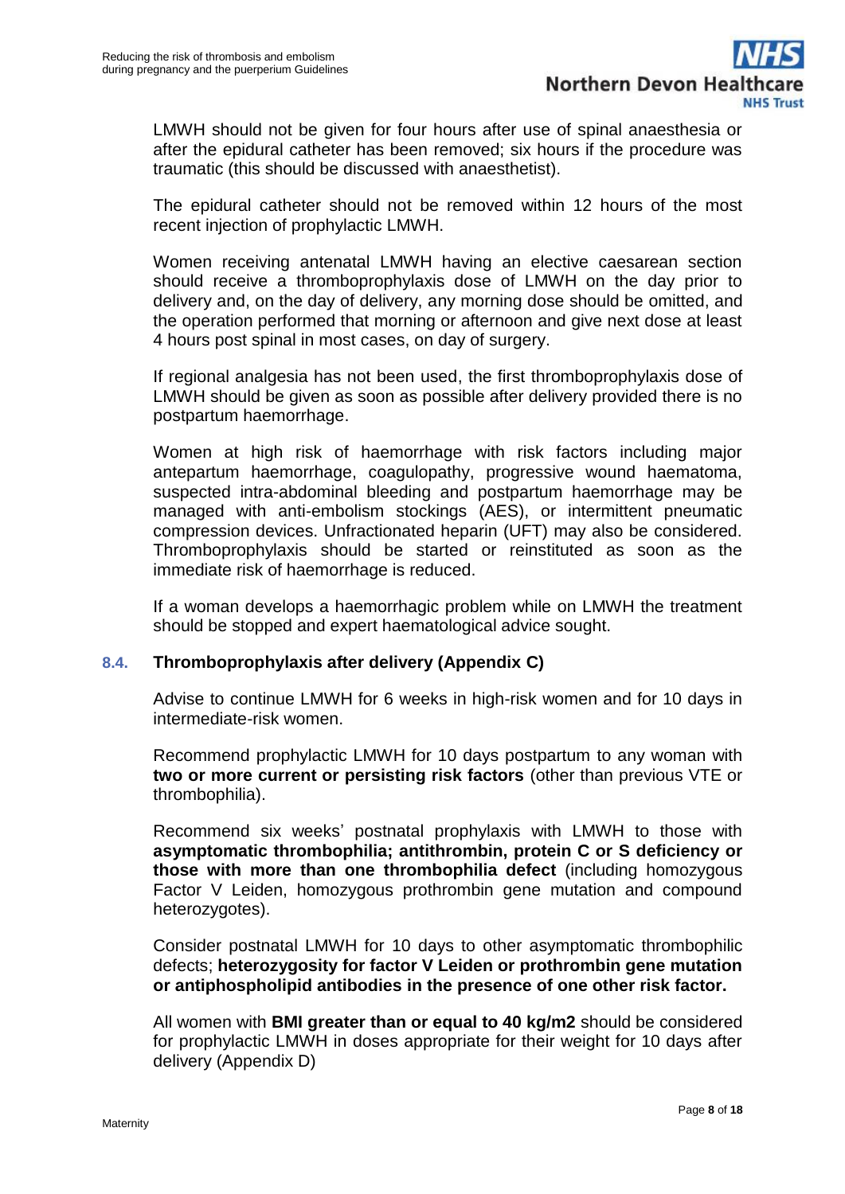LMWH should not be given for four hours after use of spinal anaesthesia or after the epidural catheter has been removed; six hours if the procedure was traumatic (this should be discussed with anaesthetist).

The epidural catheter should not be removed within 12 hours of the most recent injection of prophylactic LMWH.

Women receiving antenatal LMWH having an elective caesarean section should receive a thromboprophylaxis dose of LMWH on the day prior to delivery and, on the day of delivery, any morning dose should be omitted, and the operation performed that morning or afternoon and give next dose at least 4 hours post spinal in most cases, on day of surgery.

If regional analgesia has not been used, the first thromboprophylaxis dose of LMWH should be given as soon as possible after delivery provided there is no postpartum haemorrhage.

Women at high risk of haemorrhage with risk factors including major antepartum haemorrhage, coagulopathy, progressive wound haematoma, suspected intra-abdominal bleeding and postpartum haemorrhage may be managed with anti-embolism stockings (AES), or intermittent pneumatic compression devices. Unfractionated heparin (UFT) may also be considered. Thromboprophylaxis should be started or reinstituted as soon as the immediate risk of haemorrhage is reduced.

If a woman develops a haemorrhagic problem while on LMWH the treatment should be stopped and expert haematological advice sought.

### 8.4. Thromboprophylaxis after delivery (Appendix C)

Advise to continue LMWH for 6 weeks in high-risk women and for 10 days in intermediate-risk women.

Recommend prophylactic LMWH for 10 days postpartum to any woman with **two or more current or persisting risk factors** (other than previous VTE or thrombophilia).

Recommend six weeks' postnatal prophylaxis with LMWH to those with **asymptomatic thrombophilia; antithrombin, protein C or S deficiency or those with more than one thrombophilia defect** (including homozygous Factor V Leiden, homozygous prothrombin gene mutation and compound heterozygotes).

Consider postnatal LMWH for 10 days to other asymptomatic thrombophilic defects; **heterozygosity for factor V Leiden or prothrombin gene mutation or antiphospholipid antibodies in the presence of one other risk factor.**

All women with **BMI greater than or equal to 40 kg/m2** should be considered for prophylactic LMWH in doses appropriate for their weight for 10 days after delivery (Appendix D)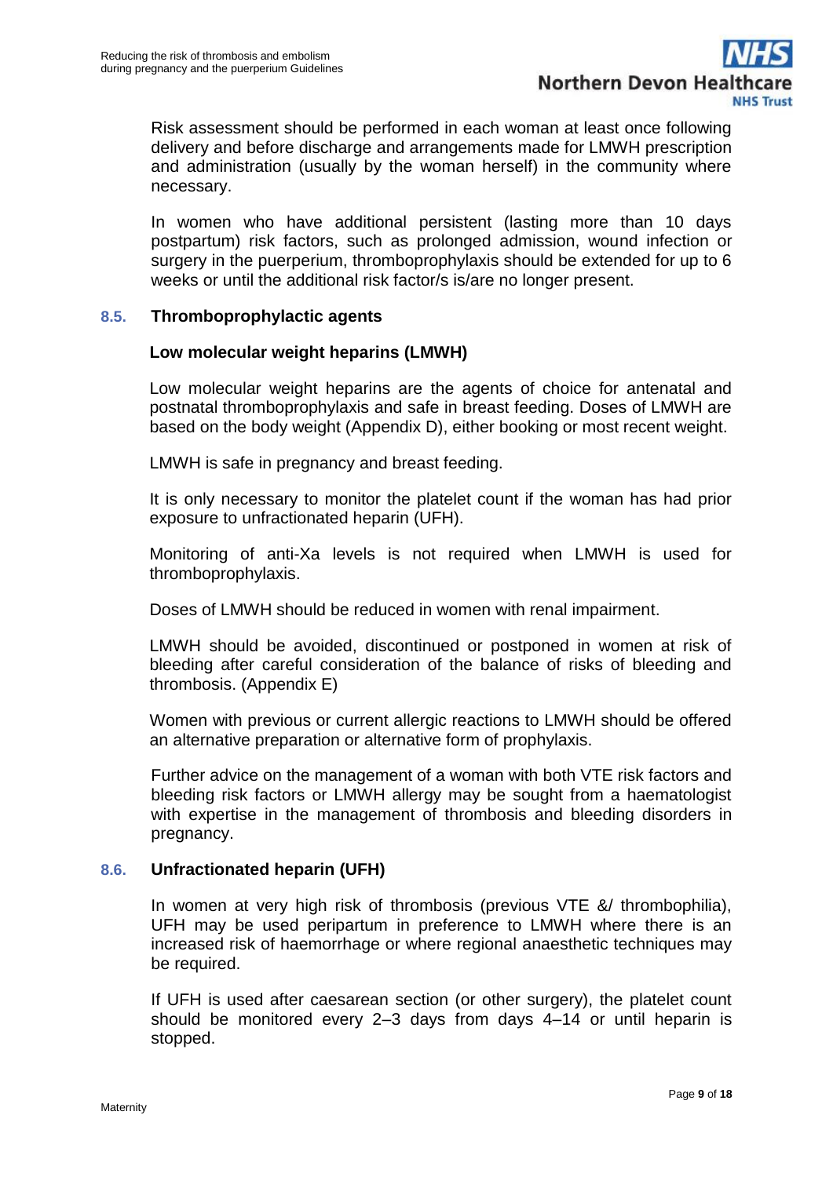Risk assessment should be performed in each woman at least once following delivery and before discharge and arrangements made for LMWH prescription and administration (usually by the woman herself) in the community where necessary.

In women who have additional persistent (lasting more than 10 days postpartum) risk factors, such as prolonged admission, wound infection or surgery in the puerperium, thromboprophylaxis should be extended for up to 6 weeks or until the additional risk factor/s is/are no longer present.

### 8.5. Thromboprophylactic agents

**Low molecular weight heparins (LMWH)**

Low molecular weight heparins are the agents of choice for antenatal and postnatal thromboprophylaxis and safe in breast feeding. Doses of LMWH are based on the body weight (Appendix D), either booking or most recent weight.

LMWH is safe in pregnancy and breast feeding.

It is only necessary to monitor the platelet count if the woman has had prior exposure to unfractionated heparin (UFH).

Monitoring of anti-Xa levels is not required when LMWH is used for thromboprophylaxis.

Doses of LMWH should be reduced in women with renal impairment.

LMWH should be avoided, discontinued or postponed in women at risk of bleeding after careful consideration of the balance of risks of bleeding and thrombosis. (Appendix E)

Women with previous or current allergic reactions to LMWH should be offered an alternative preparation or alternative form of prophylaxis.

Further advice on the management of a woman with both VTE risk factors and bleeding risk factors or LMWH allergy may be sought from a haematologist with expertise in the management of thrombosis and bleeding disorders in pregnancy.

### 8.6. Unfractionated heparin (UFH)

In women at very high risk of thrombosis (previous VTE &/ thrombophilia), UFH may be used peripartum in preference to LMWH where there is an increased risk of haemorrhage or where regional anaesthetic techniques may be required.

If UFH is used after caesarean section (or other surgery), the platelet count should be monitored every 2–3 days from days 4–14 or until heparin is stopped.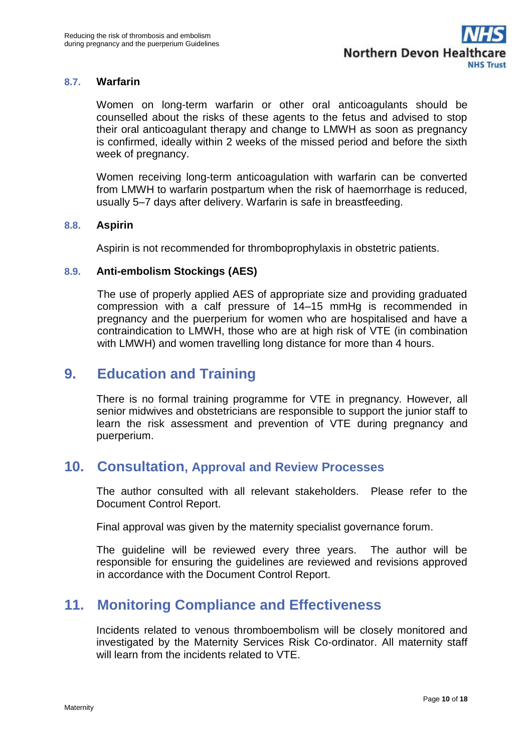### 8.7. Warfarin

Women on long-term warfarin or other oral anticoagulants should be counselled about the risks of these agents to the fetus and advised to stop their oral anticoagulant therapy and change to LMWH as soon as pregnancy is confirmed, ideally within 2 weeks of the missed period and before the sixth week of pregnancy.

Women receiving long-term anticoagulation with warfarin can be converted from LMWH to warfarin postpartum when the risk of haemorrhage is reduced, usually 5–7 days after delivery. Warfarin is safe in breastfeeding.

### 8.8. Aspirin

Aspirin is not recommended for thromboprophylaxis in obstetric patients.

### 8.9. Anti-embolism Stockings (AES)

The use of properly applied AES of appropriate size and providing graduated compression with a calf pressure of 14–15 mmHg is recommended in pregnancy and the puerperium for women who are hospitalised and have a contraindication to LMWH, those who are at high risk of VTE (in combination with LMWH) and women travelling long distance for more than 4 hours.

## 9. Education and Training

There is no formal training programme for VTE in pregnancy. However, all senior midwives and obstetricians are responsible to support the junior staff to learn the risk assessment and prevention of VTE during pregnancy and puerperium.

## 10. Consultation, Approval and Review Processes

The author consulted with all relevant stakeholders. Please refer to the Document Control Report.

Final approval was given by the maternity specialist governance forum.

The guideline will be reviewed every three years. The author will be responsible for ensuring the guidelines are reviewed and revisions approved in accordance with the Document Control Report.

## 11. Monitoring Compliance and Effectiveness

Incidents related to venous thromboembolism will be closely monitored and investigated by the Maternity Services Risk Co-ordinator. All maternity staff will learn from the incidents related to VTE.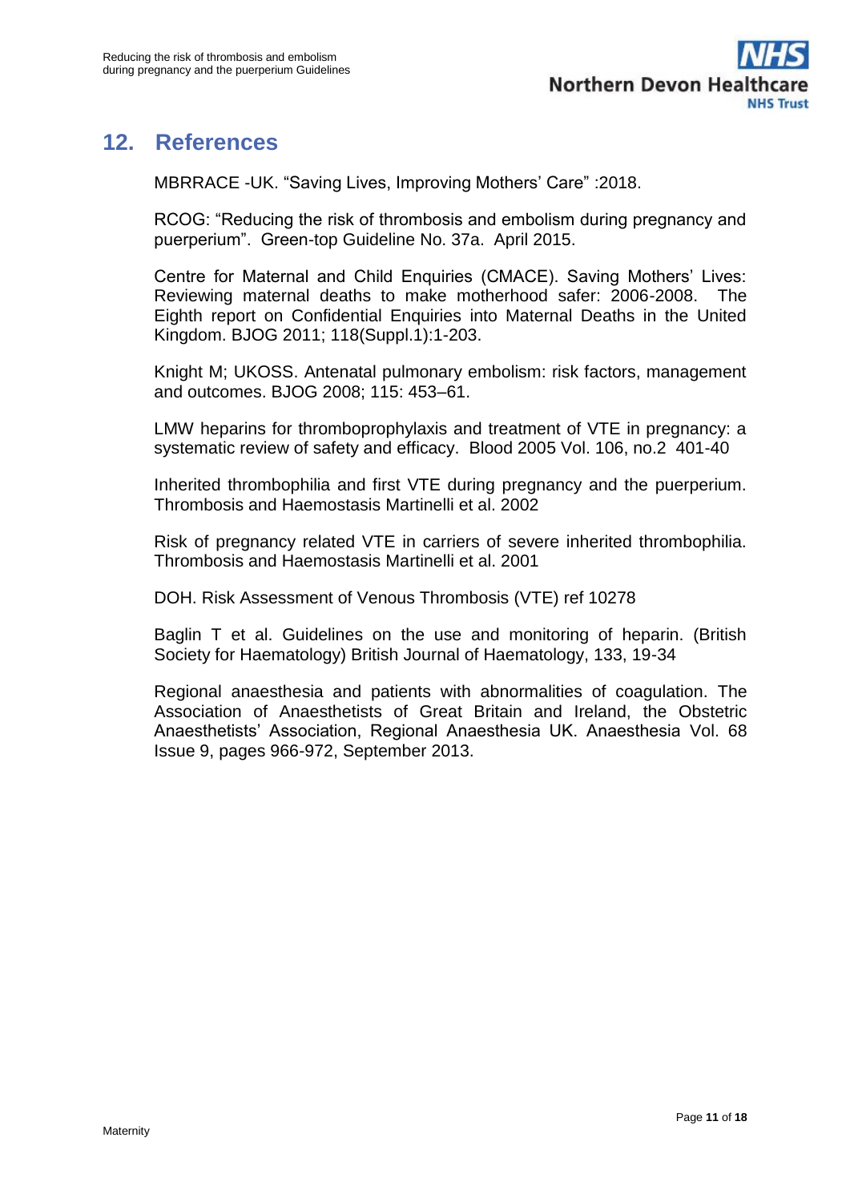## 12. References

MBRRACE -UK. "Saving Lives, Improving Mothers' Care" :2018.

RCOG: "Reducing the risk of thrombosis and embolism during pregnancy and puerperium". Green-top Guideline No. 37a. April 2015.

Centre for Maternal and Child Enquiries (CMACE). Saving Mothers' Lives: Reviewing maternal deaths to make motherhood safer: 2006-2008. The Eighth report on Confidential Enquiries into Maternal Deaths in the United Kingdom. BJOG 2011; 118(Suppl.1):1-203.

Knight M; UKOSS. Antenatal pulmonary embolism: risk factors, management and outcomes. BJOG 2008; 115: 453–61.

LMW heparins for thromboprophylaxis and treatment of VTE in pregnancy: a systematic review of safety and efficacy. Blood 2005 Vol. 106, no.2 401-40

Inherited thrombophilia and first VTE during pregnancy and the puerperium. Thrombosis and Haemostasis Martinelli et al. 2002

Risk of pregnancy related VTE in carriers of severe inherited thrombophilia. Thrombosis and Haemostasis Martinelli et al. 2001

DOH. Risk Assessment of Venous Thrombosis (VTE) ref 10278

Baglin T et al. Guidelines on the use and monitoring of heparin. (British Society for Haematology) British Journal of Haematology, 133, 19-34

Regional anaesthesia and patients with abnormalities of coagulation. The Association of Anaesthetists of Great Britain and Ireland, the Obstetric Anaesthetists' Association, Regional Anaesthesia UK. Anaesthesia Vol. 68 Issue 9, pages 966-972, September 2013.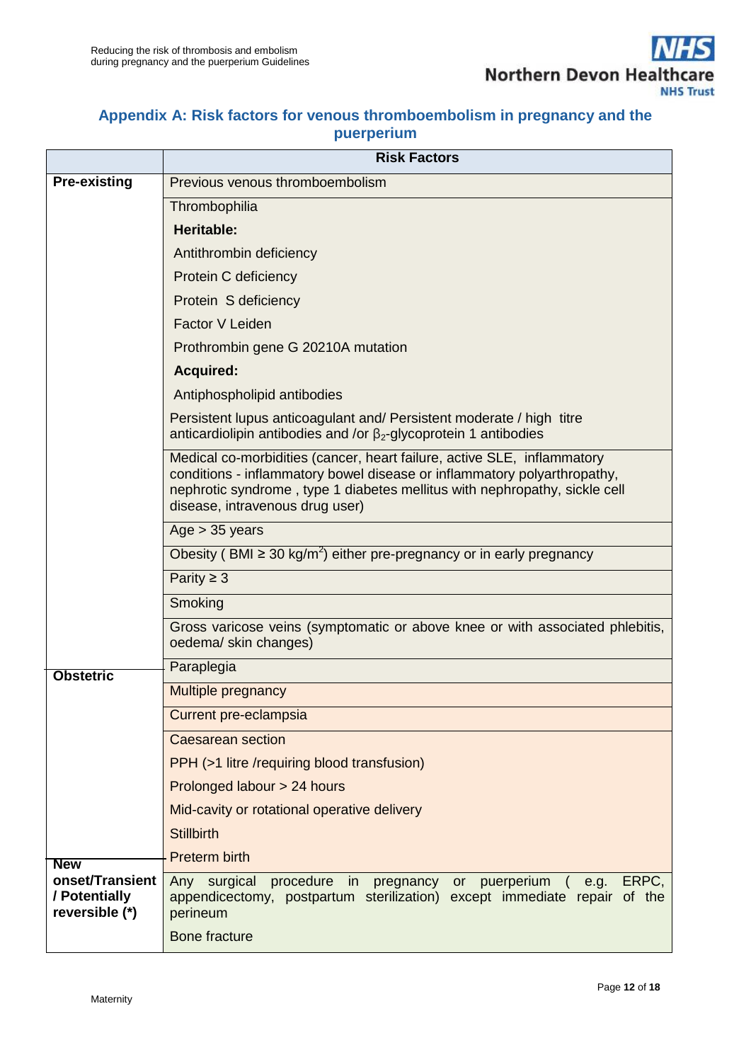## Appendix A: Risk factors for venous thromboembolism in pregnancy and the puerperium

| | Risk Factors |
|---|---|
| **Pre-existing** | Previous venous thromboembolism |
| | Thrombophilia |
| | **Heritable:** |
| | Antithrombin deficiency |
| | Protein C deficiency |
| | Protein S deficiency |
| | Factor V Leiden |
| | Prothrombin gene G 20210A mutation |
| | **Acquired:** |
| | Antiphospholipid antibodies |
| | Persistent lupus anticoagulant and/ Persistent moderate / high titre anticardiolipin antibodies and /or $\beta_2$-glycoprotein 1 antibodies |
| | Medical co-morbidities (cancer, heart failure, active SLE, inflammatory conditions - inflammatory bowel disease or inflammatory polyarthropathy, nephrotic syndrome , type 1 diabetes mellitus with nephropathy, sickle cell disease, intravenous drug user) |
| | Age > 35 years |
| | Obesity ( BMI ≥ 30 $kg/m^2$) either pre-pregnancy or in early pregnancy |
| | Parity ≥ 3 |
| | Smoking |
| | Gross varicose veins (symptomatic or above knee or with associated phlebitis, oedema/ skin changes) |
| | Paraplegia |
| **Obstetric** | Multiple pregnancy |
| | Current pre-eclampsia |
| | Caesarean section |
| | PPH (>1 litre /requiring blood transfusion) |
| | Prolonged labour > 24 hours |
| | Mid-cavity or rotational operative delivery |
| | Stillbirth |
| | Preterm birth |
| **New onset/Transient / Potentially reversible (*)** | Any surgical procedure in pregnancy or puerperium ( e.g. ERPC, appendicectomy, postpartum sterilization) except immediate repair of the perineum |
| | Bone fracture |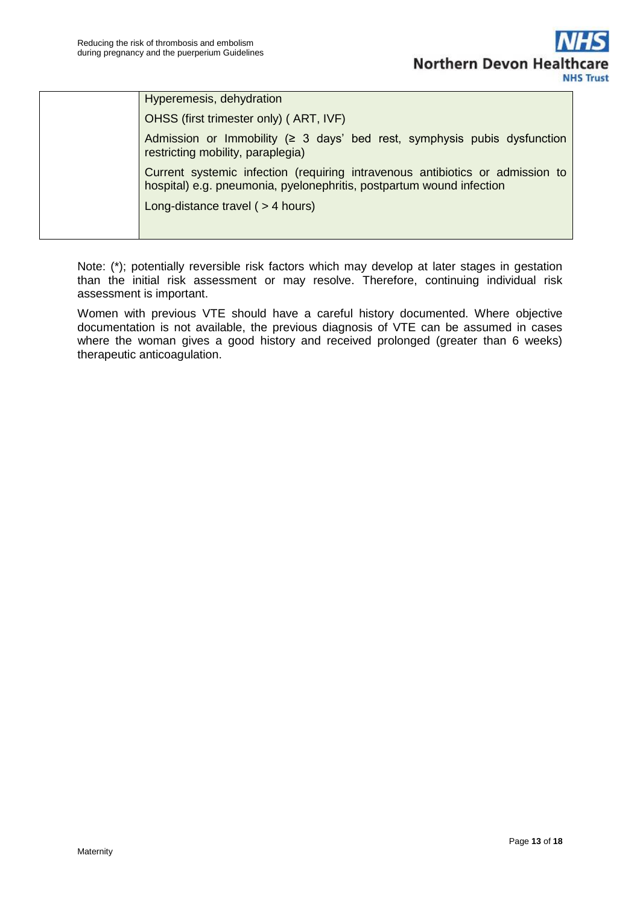|  |  |
| --- | --- |
|  | Hyperemesis, dehydration<br>OHSS (first trimester only) ( ART, IVF)<br>Admission or Immobility (≥ 3 days' bed rest, symphysis pubis dysfunction restricting mobility, paraplegia)<br>Current systemic infection (requiring intravenous antibiotics or admission to hospital) e.g. pneumonia, pyelonephritis, postpartum wound infection<br>Long-distance travel ( > 4 hours) |

Note: (*); potentially reversible risk factors which may develop at later stages in gestation than the initial risk assessment or may resolve. Therefore, continuing individual risk assessment is important.

Women with previous VTE should have a careful history documented. Where objective documentation is not available, the previous diagnosis of VTE can be assumed in cases where the woman gives a good history and received prolonged (greater than 6 weeks) therapeutic anticoagulation.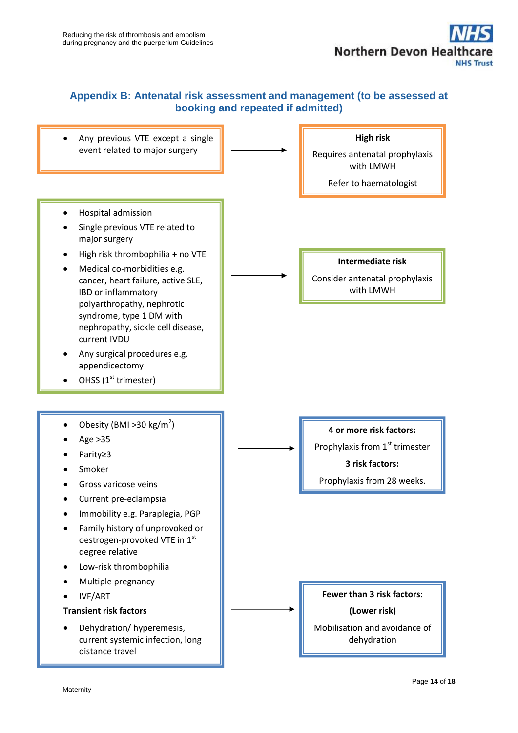## Appendix B: Antenatal risk assessment and management (to be assessed at booking and repeated if admitted)

- Any previous VTE except a single event related to major surgery

→ **High risk**

Requires antenatal prophylaxis with LMWH

Refer to haematologist

- Hospital admission
- Single previous VTE related to major surgery
- High risk thrombophilia + no VTE
- Medical co-morbidities e.g. cancer, heart failure, active SLE, IBD or inflammatory polyarthropathy, nephrotic syndrome, type 1 DM with nephropathy, sickle cell disease, current IVDU
- Any surgical procedures e.g. appendicectomy
- OHSS (1st trimester)

→ **Intermediate risk**

Consider antenatal prophylaxis with LMWH

- Obesity (BMI >30 kg/m$^2$)
- Age >35
- Parity≥3
- Smoker
- Gross varicose veins
- Current pre-eclampsia
- Immobility e.g. Paraplegia, PGP
- Family history of unprovoked or oestrogen-provoked VTE in 1st degree relative
- Low-risk thrombophilia
- Multiple pregnancy
- IVF/ART

**Transient risk factors**

- Dehydration/ hyperemesis, current systemic infection, long distance travel

→ **4 or more risk factors:**

Prophylaxis from 1st trimester

**3 risk factors:**

Prophylaxis from 28 weeks.

→ **Fewer than 3 risk factors:**

**(Lower risk)**

Mobilisation and avoidance of dehydration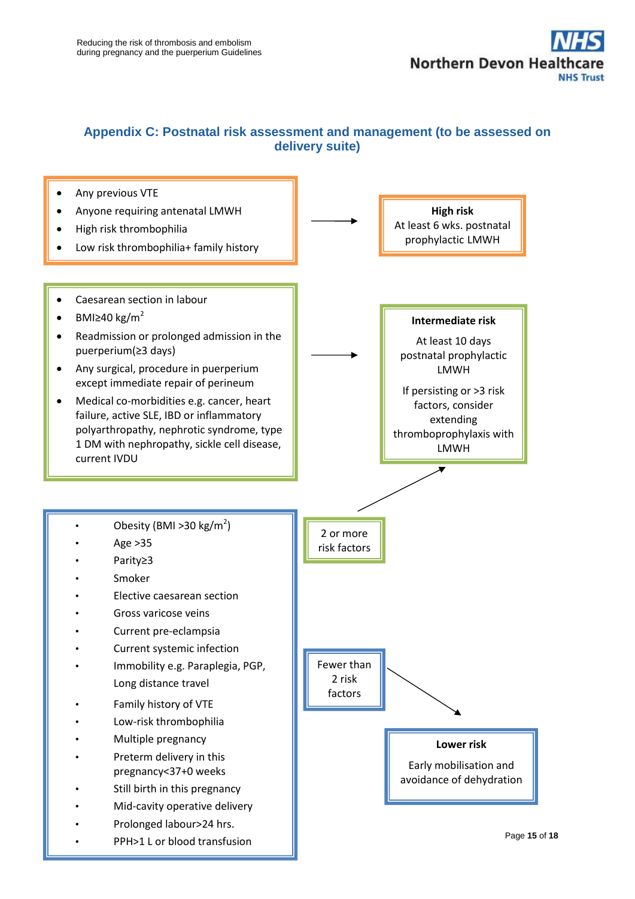## Appendix C: Postnatal risk assessment and management (to be assessed on delivery suite)

- Any previous VTE
- Anyone requiring antenatal LMWH
- High risk thrombophilia
- Low risk thrombophilia+ family history

→ **High risk**
At least 6 wks. postnatal prophylactic LMWH

- Caesarean section in labour
- BMI≥40 kg/m$^2$
- Readmission or prolonged admission in the puerperium(≥3 days)
- Any surgical, procedure in puerperium except immediate repair of perineum
- Medical co-morbidities e.g. cancer, heart failure, active SLE, IBD or inflammatory polyarthropathy, nephrotic syndrome, type 1 DM with nephropathy, sickle cell disease, current IVDU

→ **Intermediate risk**
At least 10 days postnatal prophylactic LMWH

If persisting or >3 risk factors, consider extending thromboprophylaxis with LMWH

- Obesity (BMI >30 kg/m$^2$)
- Age >35
- Parity≥3
- Smoker
- Elective caesarean section
- Gross varicose veins
- Current pre-eclampsia
- Current systemic infection
- Immobility e.g. Paraplegia, PGP, Long distance travel
- Family history of VTE
- Low-risk thrombophilia
- Multiple pregnancy
- Preterm delivery in this pregnancy<37+0 weeks
- Still birth in this pregnancy
- Mid-cavity operative delivery
- Prolonged labour>24 hrs.
- PPH>1 L or blood transfusion

2 or more risk factors → **Intermediate risk**

Fewer than 2 risk factors → **Lower risk**
Early mobilisation and avoidance of dehydration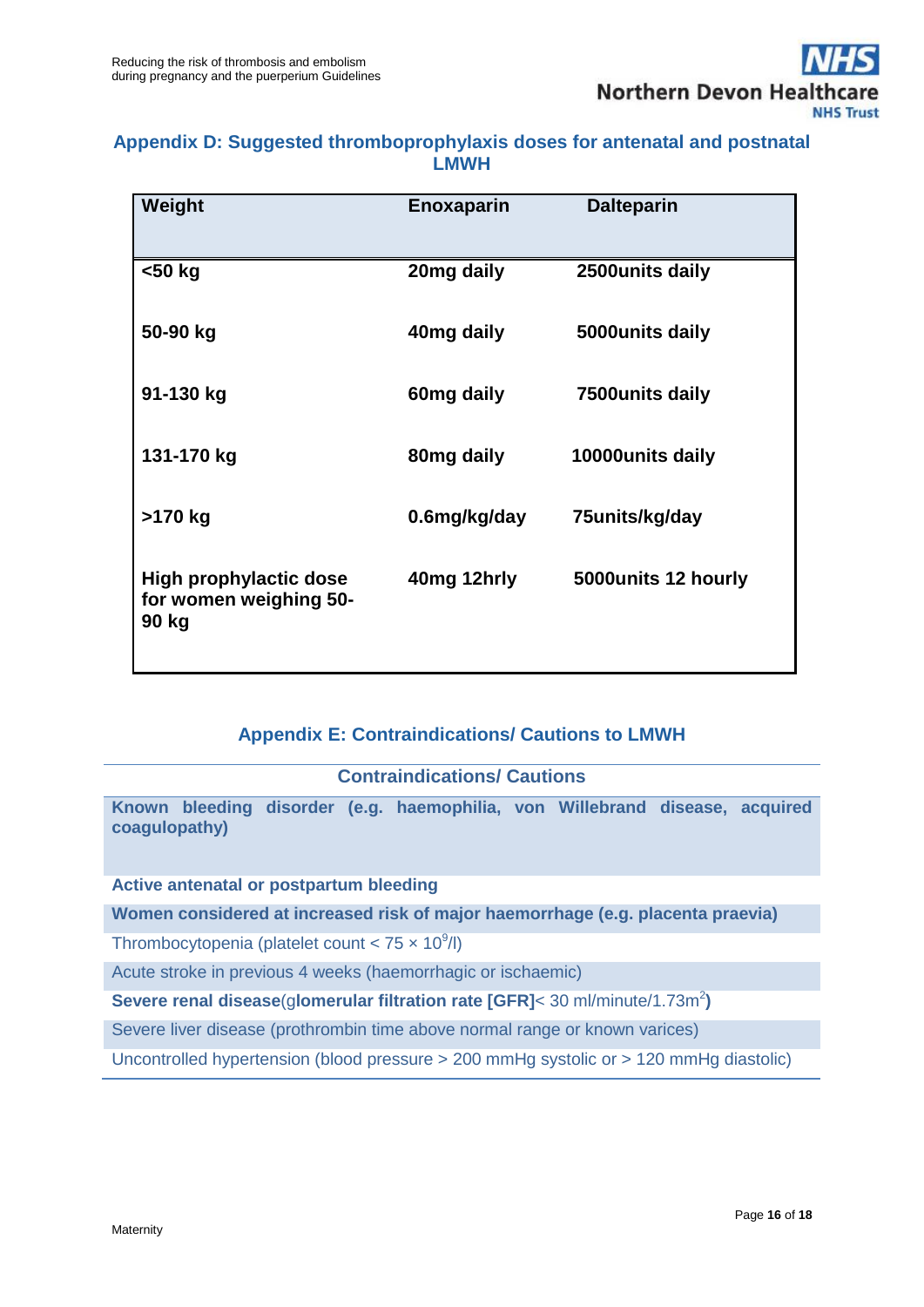## Appendix D: Suggested thromboprophylaxis doses for antenatal and postnatal LMWH

| Weight | Enoxaparin | Dalteparin |
|---|---|---|
| <50 kg | 20mg daily | 2500units daily |
| 50-90 kg | 40mg daily | 5000units daily |
| 91-130 kg | 60mg daily | 7500units daily |
| 131-170 kg | 80mg daily | 10000units daily |
| >170 kg | 0.6mg/kg/day | 75units/kg/day |
| High prophylactic dose for women weighing 50-90 kg | 40mg 12hrly | 5000units 12 hourly |

## Appendix E: Contraindications/ Cautions to LMWH

| Contraindications/ Cautions |
|---|
| **Known bleeding disorder (e.g. haemophilia, von Willebrand disease, acquired coagulopathy)** |
| **Active antenatal or postpartum bleeding** |
| **Women considered at increased risk of major haemorrhage (e.g. placenta praevia)** |
| Thrombocytopenia (platelet count < 75 × $10^9$/l) |
| Acute stroke in previous 4 weeks (haemorrhagic or ischaemic) |
| **Severe renal disease**(g**lomerular filtration rate [GFR]**< 30 ml/minute/1.73m$^2$**)** |
| Severe liver disease (prothrombin time above normal range or known varices) |
| Uncontrolled hypertension (blood pressure > 200 mmHg systolic or > 120 mmHg diastolic) |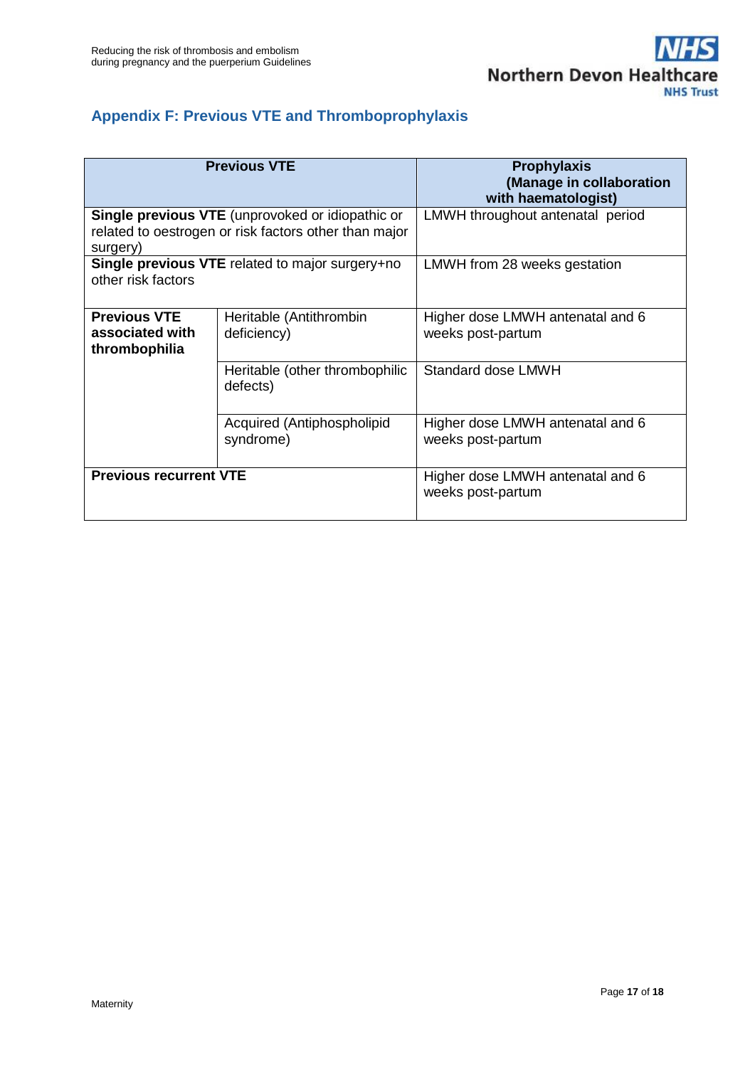## Appendix F: Previous VTE and Thromboprophylaxis

| Previous VTE | | Prophylaxis (Manage in collaboration with haematologist) |
|---|---|---|
| **Single previous VTE** (unprovoked or idiopathic or related to oestrogen or risk factors other than major surgery) | | LMWH throughout antenatal period |
| **Single previous VTE** related to major surgery+no other risk factors | | LMWH from 28 weeks gestation |
| **Previous VTE associated with thrombophilia** | Heritable (Antithrombin deficiency) | Higher dose LMWH antenatal and 6 weeks post-partum |
| | Heritable (other thrombophilic defects) | Standard dose LMWH |
| | Acquired (Antiphospholipid syndrome) | Higher dose LMWH antenatal and 6 weeks post-partum |
| **Previous recurrent VTE** | | Higher dose LMWH antenatal and 6 weeks post-partum |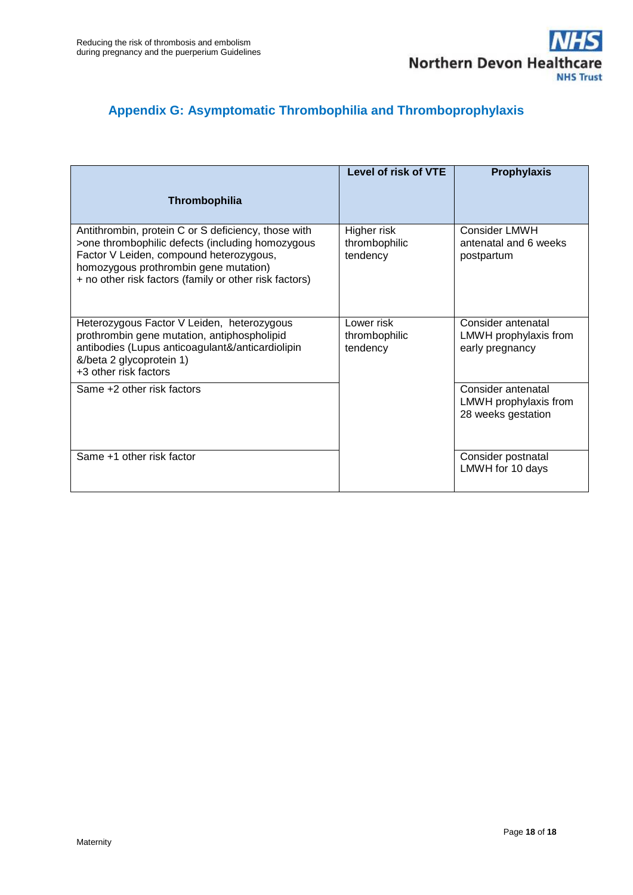## Appendix G: Asymptomatic Thrombophilia and Thromboprophylaxis

| Thrombophilia | Level of risk of VTE | Prophylaxis |
|---|---|---|
| Antithrombin, protein C or S deficiency, those with >one thrombophilic defects (including homozygous Factor V Leiden, compound heterozygous, homozygous prothrombin gene mutation) + no other risk factors (family or other risk factors) | Higher risk thrombophilic tendency | Consider LMWH antenatal and 6 weeks postpartum |
| Heterozygous Factor V Leiden, heterozygous prothrombin gene mutation, antiphospholipid antibodies (Lupus anticoagulant&/anticardiolipin &/beta 2 glycoprotein 1) +3 other risk factors | Lower risk thrombophilic tendency | Consider antenatal LMWH prophylaxis from early pregnancy |
| Same +2 other risk factors | | Consider antenatal LMWH prophylaxis from 28 weeks gestation |
| Same +1 other risk factor | | Consider postnatal LMWH for 10 days |